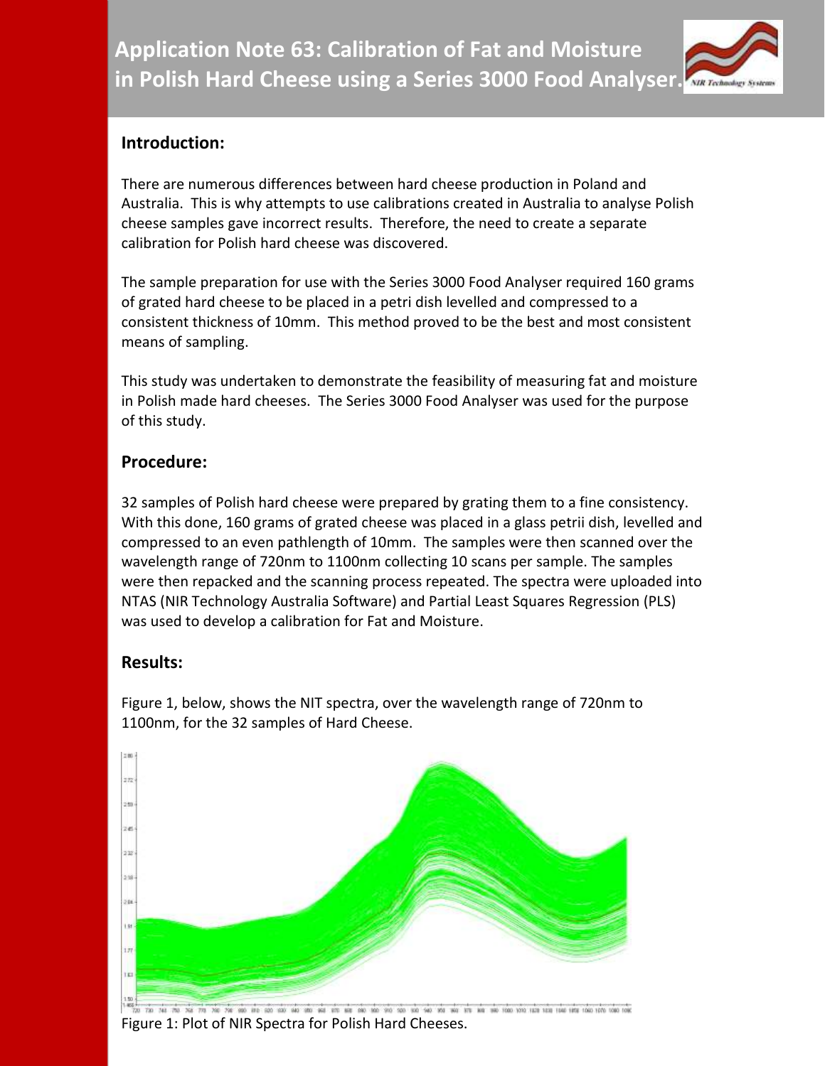# Application Note 63: Calibration of Fat and Moisture in Polish Hard Cheese using a Series 3000 Food Analyser.

## Introduction:

There are numerous differences between hard cheese production in Poland and Australia. This is why attempts to use calibrations created in Australia to analyse Polish cheese samples gave incorrect results. Therefore, the need to create a separate calibration for Polish hard cheese was discovered.

The sample preparation for use with the Series 3000 Food Analyser required 160 grams of grated hard cheese to be placed in a petri dish levelled and compressed to a consistent thickness of 10mm. This method proved to be the best and most consistent means of sampling.

This study was undertaken to demonstrate the feasibility of measuring fat and moisture in Polish made hard cheeses. The Series 3000 Food Analyser was used for the purpose of this study.

## Procedure:

32 samples of Polish hard cheese were prepared by grating them to a fine consistency. With this done, 160 grams of grated cheese was placed in a glass petrii dish, levelled and compressed to an even pathlength of 10mm. The samples were then scanned over the wavelength range of 720nm to 1100nm collecting 10 scans per sample. The samples were then repacked and the scanning process repeated. The spectra were uploaded into NTAS (NIR Technology Australia Software) and Partial Least Squares Regression (PLS) was used to develop a calibration for Fat and Moisture.

## Results:

Figure 1, below, shows the NIT spectra, over the wavelength range of 720nm to 1100nm, for the 32 samples of Hard Cheese.

Figure 1: Plot of NIR Spectra for Polish Hard Cheeses.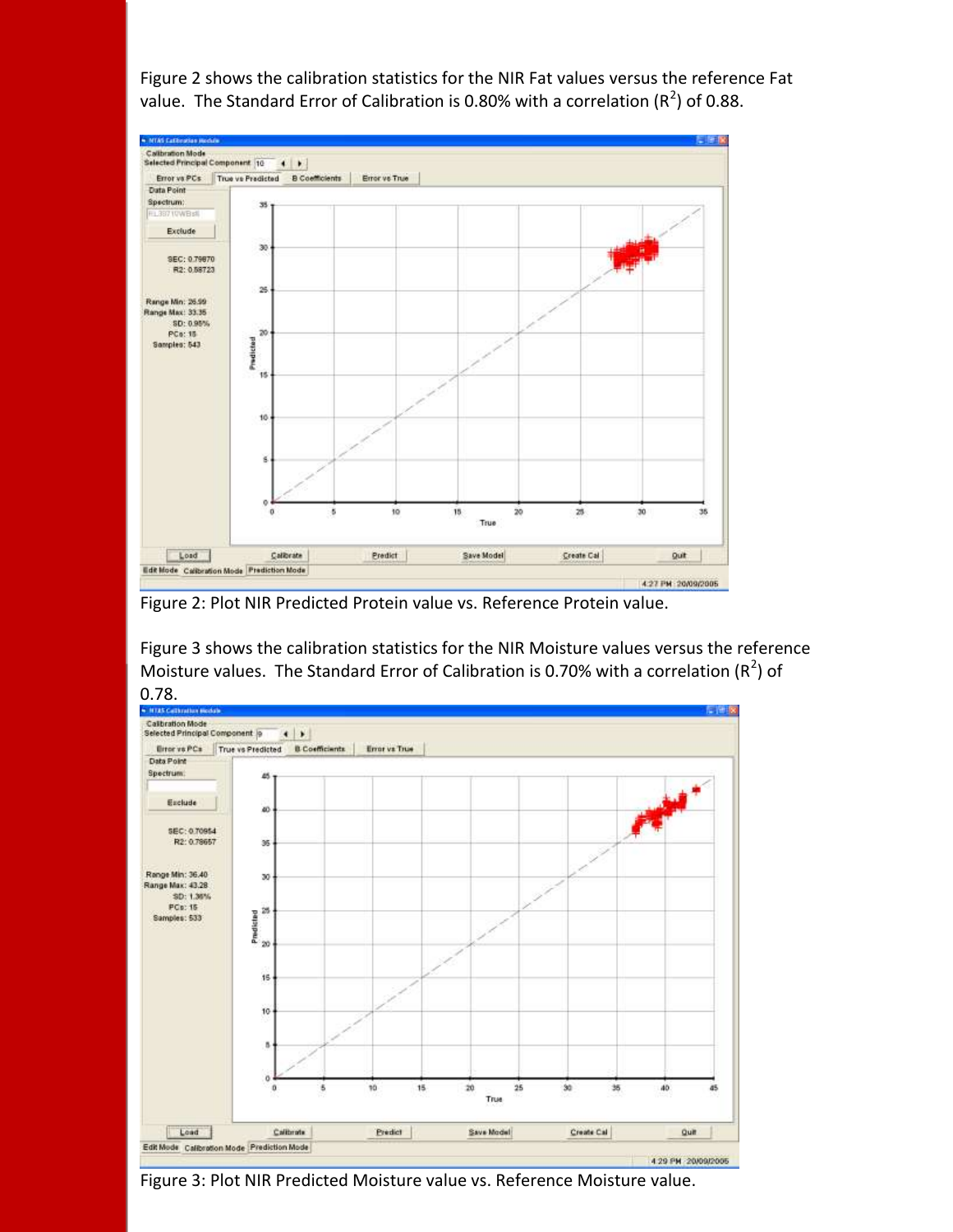Figure 2 shows the calibration statistics for the NIR Fat values versus the reference Fat value. The Standard Error of Calibration is 0.80% with a correlation ($R^2$) of 0.88.

Figure 2: Plot NIR Predicted Protein value vs. Reference Protein value.

Figure 3 shows the calibration statistics for the NIR Moisture values versus the reference Moisture values. The Standard Error of Calibration is 0.70% with a correlation ($R^2$) of 0.78.

Figure 3: Plot NIR Predicted Moisture value vs. Reference Moisture value.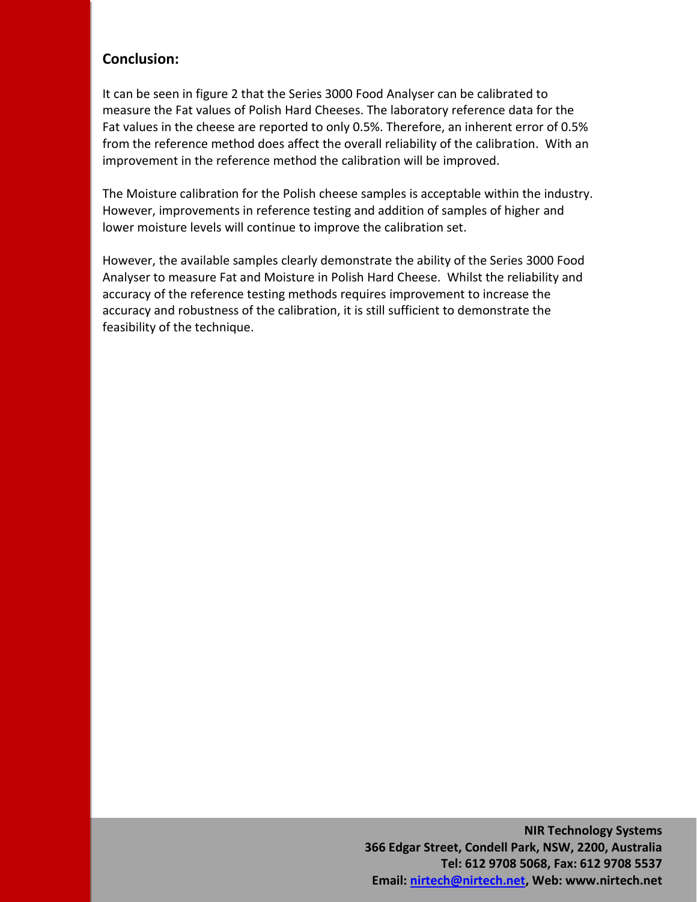## Conclusion:

It can be seen in figure 2 that the Series 3000 Food Analyser can be calibrated to measure the Fat values of Polish Hard Cheeses. The laboratory reference data for the Fat values in the cheese are reported to only 0.5%. Therefore, an inherent error of 0.5% from the reference method does affect the overall reliability of the calibration. With an improvement in the reference method the calibration will be improved.

The Moisture calibration for the Polish cheese samples is acceptable within the industry. However, improvements in reference testing and addition of samples of higher and lower moisture levels will continue to improve the calibration set.

However, the available samples clearly demonstrate the ability of the Series 3000 Food Analyser to measure Fat and Moisture in Polish Hard Cheese. Whilst the reliability and accuracy of the reference testing methods requires improvement to increase the accuracy and robustness of the calibration, it is still sufficient to demonstrate the feasibility of the technique.

**NIR Technology Systems**
**366 Edgar Street, Condell Park, NSW, 2200, Australia**
**Tel: 612 9708 5068, Fax: 612 9708 5537**
**Email: nirtech@nirtech.net, Web: www.nirtech.net**